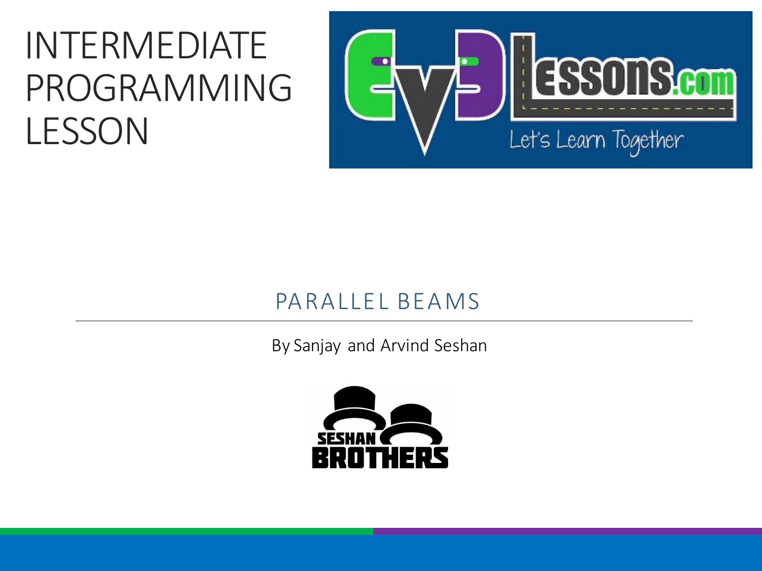# INTERMEDIATE PROGRAMMING LESSON

## PARALLEL BEAMS

By Sanjay and Arvind Seshan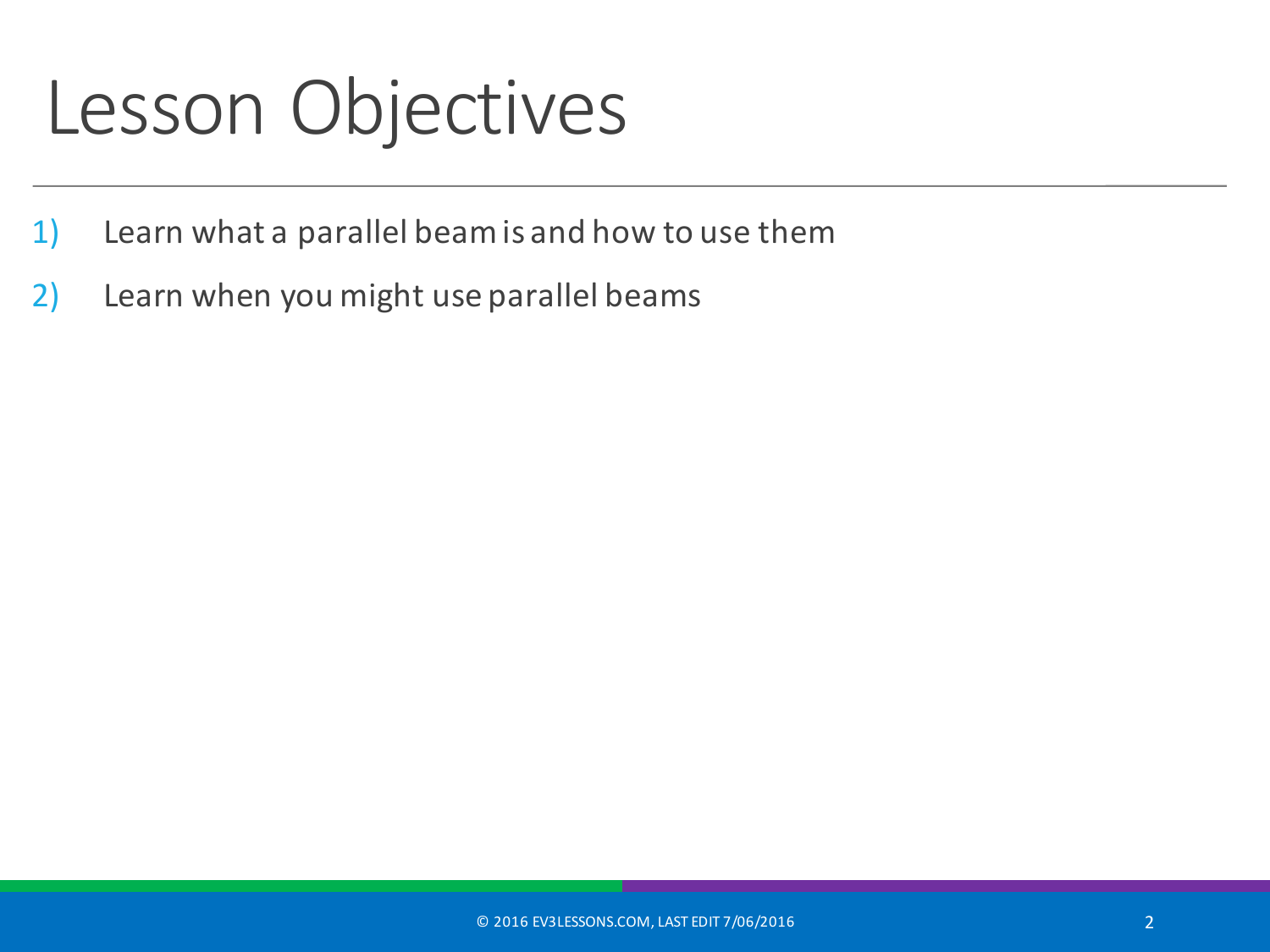# Lesson Objectives

1) Learn what a parallel beam is and how to use them
2) Learn when you might use parallel beams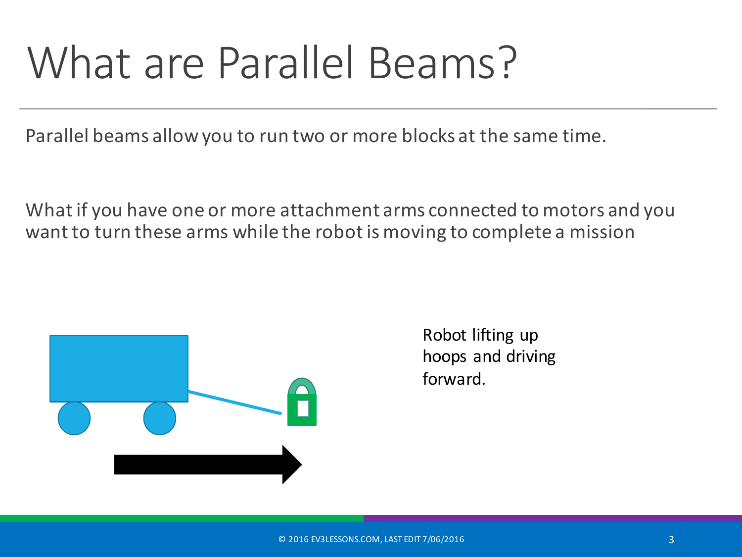# What are Parallel Beams?

Parallel beams allow you to run two or more blocks at the same time.

What if you have one or more attachment arms connected to motors and you want to turn these arms while the robot is moving to complete a mission

Robot lifting up hoops and driving forward.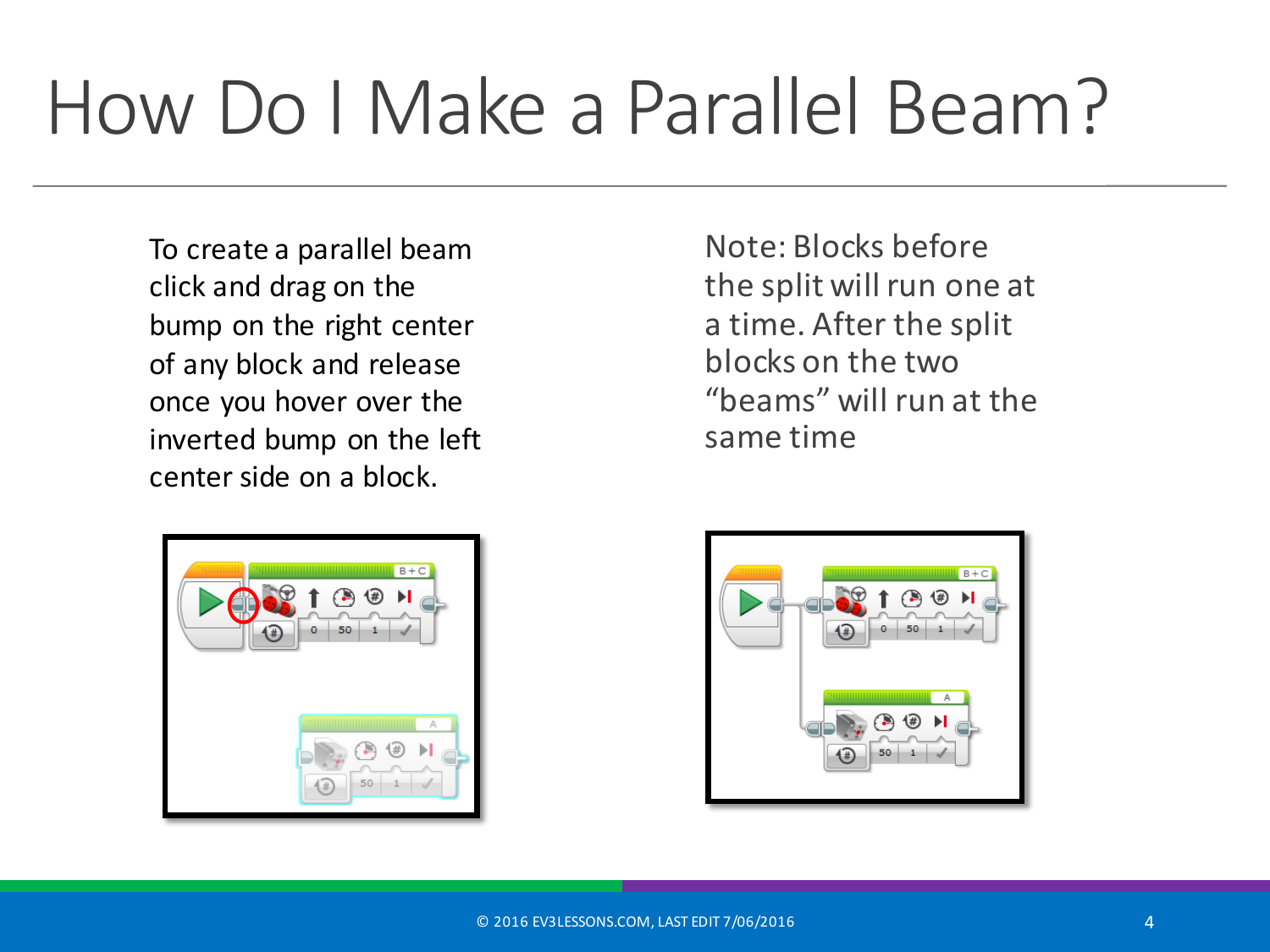# How Do I Make a Parallel Beam?

To create a parallel beam click and drag on the bump on the right center of any block and release once you hover over the inverted bump on the left center side on a block.

Note: Blocks before the split will run one at a time. After the split blocks on the two "beams" will run at the same time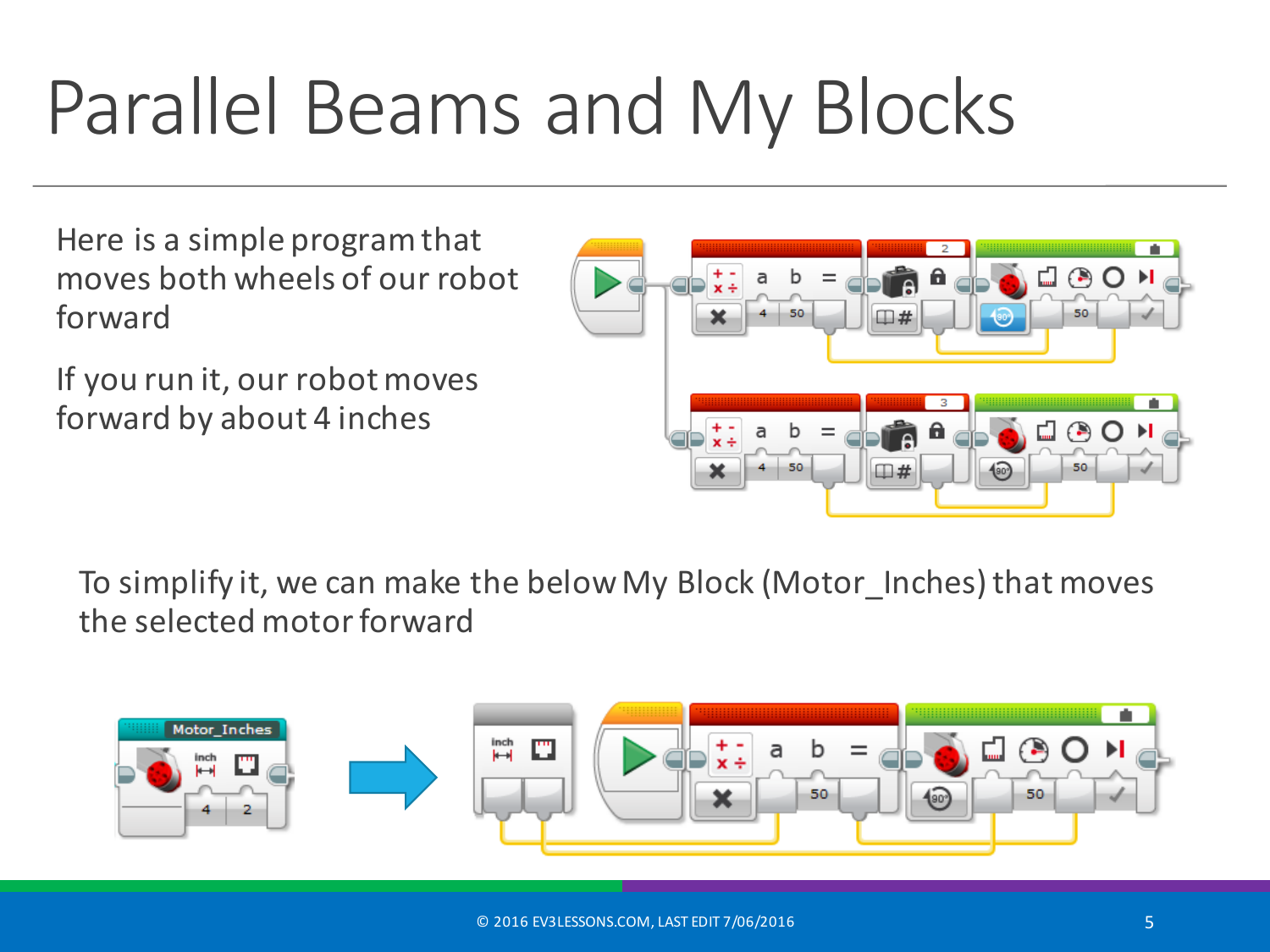# Parallel Beams and My Blocks

Here is a simple program that moves both wheels of our robot forward

If you run it, our robot moves forward by about 4 inches

To simplify it, we can make the below My Block (Motor_Inches) that moves the selected motor forward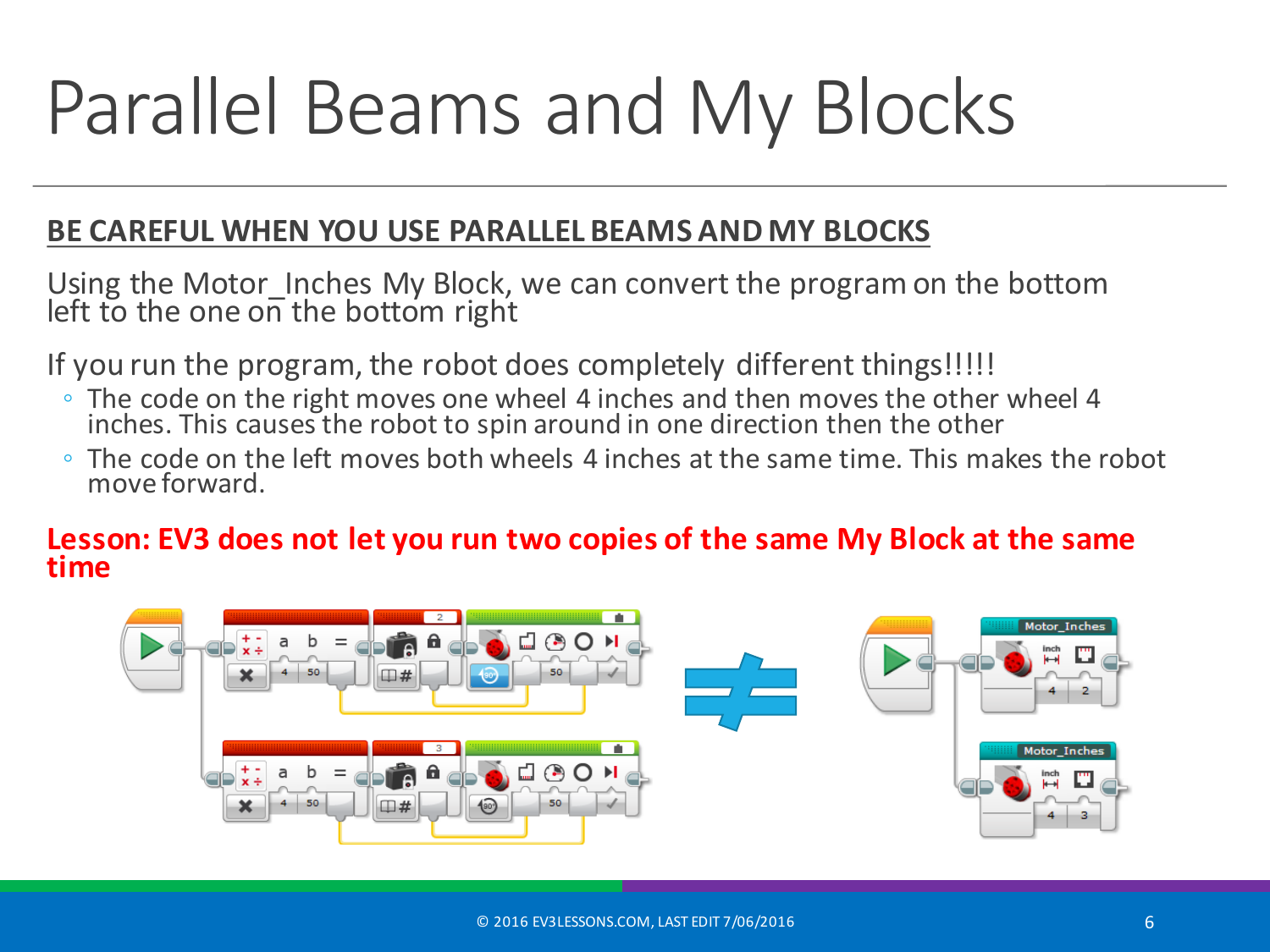# Parallel Beams and My Blocks

**BE CAREFUL WHEN YOU USE PARALLEL BEAMS AND MY BLOCKS**

Using the Motor_Inches My Block, we can convert the program on the bottom left to the one on the bottom right

If you run the program, the robot does completely different things!!!!!

- The code on the right moves one wheel 4 inches and then moves the other wheel 4 inches. This causes the robot to spin around in one direction then the other
- The code on the left moves both wheels 4 inches at the same time. This makes the robot move forward.

**Lesson: EV3 does not let you run two copies of the same My Block at the same time**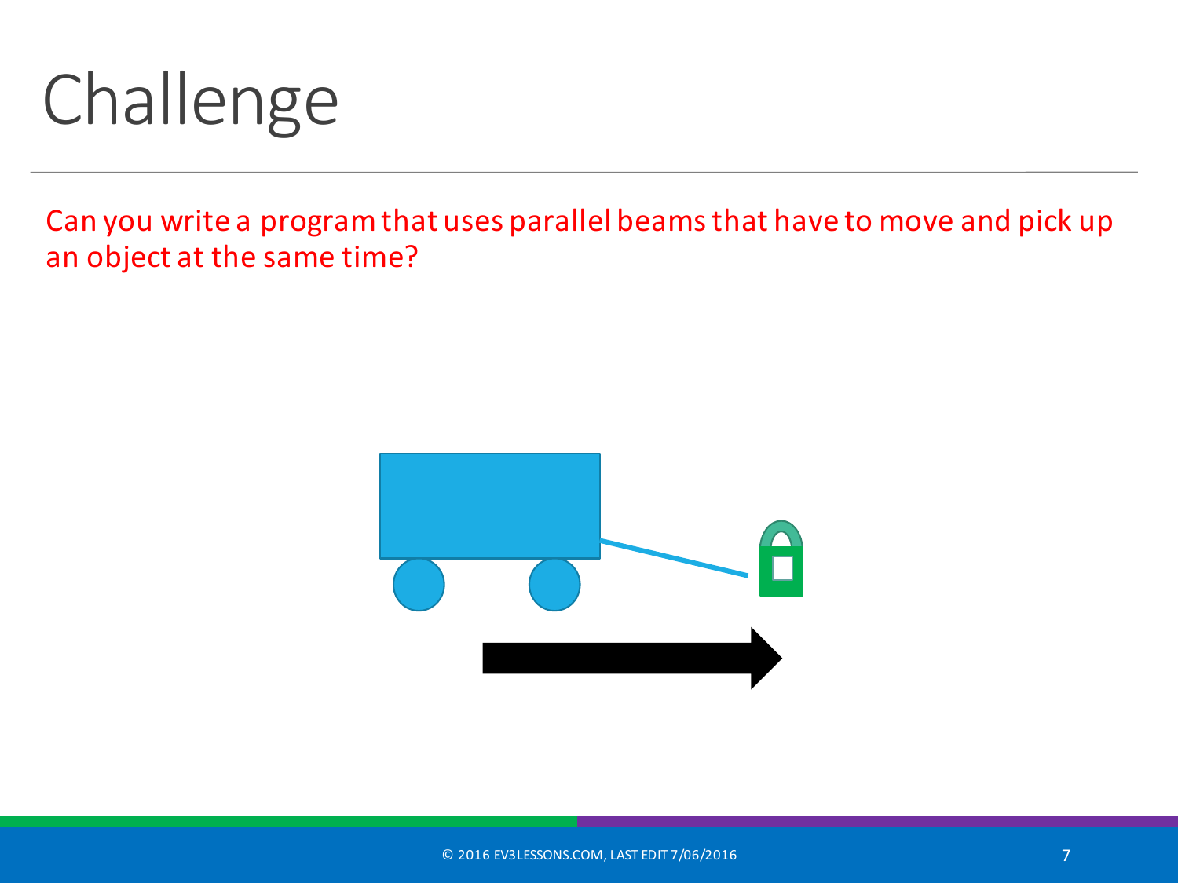# Challenge

Can you write a program that uses parallel beams that have to move and pick up an object at the same time?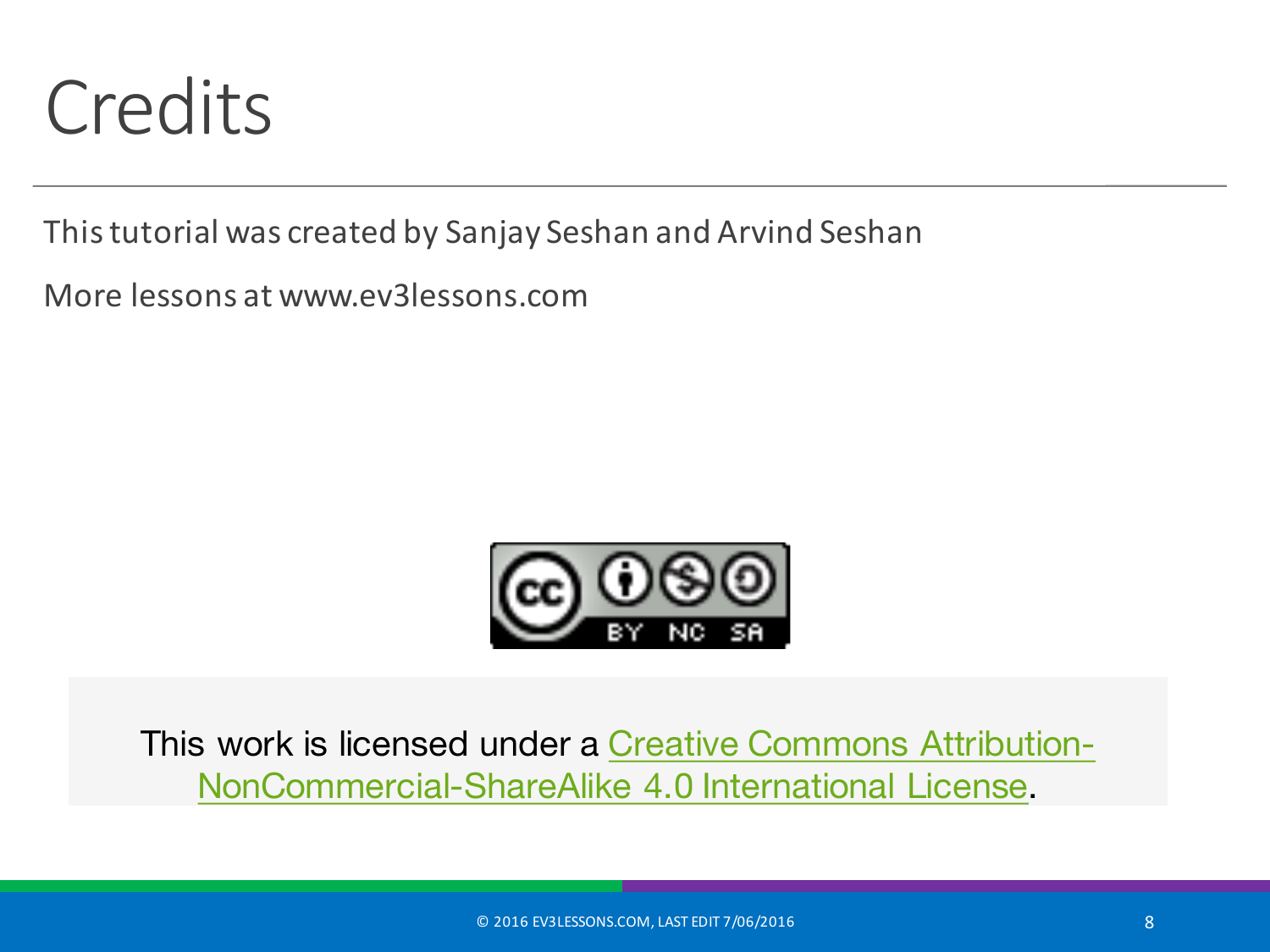# Credits

This tutorial was created by Sanjay Seshan and Arvind Seshan

More lessons at www.ev3lessons.com

This work is licensed under a Creative Commons Attribution-NonCommercial-ShareAlike 4.0 International License.